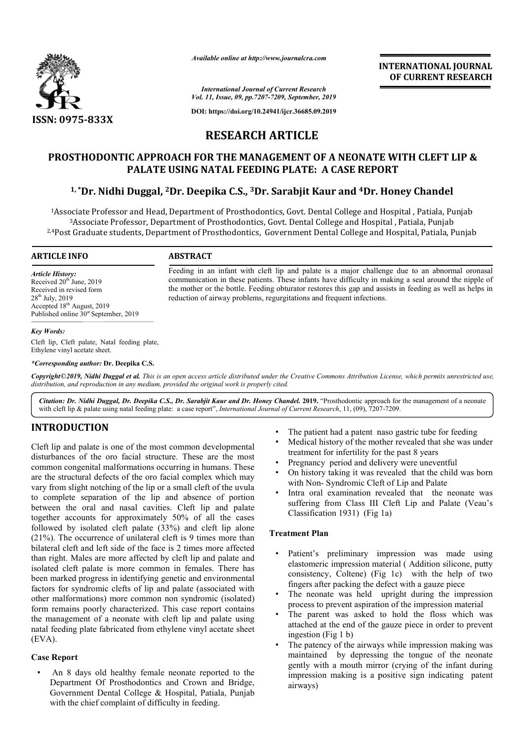# RESEARCH ARTICLE

## PROSTHODONTIC APPROACH FOR THE MANAGEMENT OF A NEONATE WITH CLEFT LIP & PALATE USING NATAL FEEDING PLATE: A CASE REPORT

**[1,*]Dr. Nidhi Duggal, [2]Dr. Deepika C.S., [3]Dr. Sarabjit Kaur and [4]Dr. Honey Chandel**

[1]Associate Professor and Head, Department of Prosthodontics, Govt. Dental College and Hospital , Patiala, Punjab
[3]Associate Professor, Department of Prosthodontics, Govt. Dental College and Hospital , Patiala, Punjab
[2,4]Post Graduate students, Department of Prosthodontics, Government Dental College and Hospital, Patiala, Punjab

**ARTICLE INFO**

*Article History:*
Received 20th June, 2019
Received in revised form
28th July, 2019
Accepted 18th August, 2019
Published online 30st September, 2019

*Key Words:*
Cleft lip, Cleft palate, Natal feeding plate, Ethylene vinyl acetate sheet.

*\*Corresponding author:* **Dr. Deepika C.S.**

**ABSTRACT**

Feeding in an infant with cleft lip and palate is a major challenge due to an abnormal oronasal communication in these patients. These infants have difficulty in making a seal around the nipple of the mother or the bottle. Feeding obturator restores this gap and assists in feeding as well as helps in reduction of airway problems, regurgitations and frequent infections.

*Copyright©2019, Nidhi Duggal et al. This is an open access article distributed under the Creative Commons Attribution License, which permits unrestricted use, distribution, and reproduction in any medium, provided the original work is properly cited.*

***Citation: Dr. Nidhi Duggal, Dr. Deepika C.S., Dr. Sarabjit Kaur and Dr. Honey Chandel.* 2019.** "Prosthodontic approach for the management of a neonate with cleft lip & palate using natal feeding plate: a case report", *International Journal of Current Research*, 11, (09), 7207-7209.

## INTRODUCTION

Cleft lip and palate is one of the most common developmental disturbances of the oro facial structure. These are the most common congenital malformations occurring in humans. These are the structural defects of the oro facial complex which may vary from slight notching of the lip or a small cleft of the uvula to complete separation of the lip and absence of portion between the oral and nasal cavities. Cleft lip and palate together accounts for approximately 50% of all the cases followed by isolated cleft palate (33%) and cleft lip alone (21%). The occurrence of unilateral cleft is 9 times more than bilateral cleft and left side of the face is 2 times more affected than right. Males are more affected by cleft lip and palate and isolated cleft palate is more common in females. There has been marked progress in identifying genetic and environmental factors for syndromic clefts of lip and palate (associated with other malformations) more common non syndromic (isolated) form remains poorly characterized. This case report contains the management of a neonate with cleft lip and palate using natal feeding plate fabricated from ethylene vinyl acetate sheet (EVA).

### Case Report

- An 8 days old healthy female neonate reported to the Department Of Prosthodontics and Crown and Bridge, Government Dental College & Hospital, Patiala, Punjab with the chief complaint of difficulty in feeding.
- The patient had a patent naso gastric tube for feeding
- Medical history of the mother revealed that she was under treatment for infertility for the past 8 years
- Pregnancy period and delivery were uneventful
- On history taking it was revealed that the child was born with Non- Syndromic Cleft of Lip and Palate
- Intra oral examination revealed that the neonate was suffering from Class III Cleft Lip and Palate (Veau's Classification 1931) (Fig 1a)

### Treatment Plan

- Patient's preliminary impression was made using elastomeric impression material ( Addition silicone, putty consistency, Coltene) (Fig 1c) with the help of two fingers after packing the defect with a gauze piece
- The neonate was held upright during the impression process to prevent aspiration of the impression material
- The parent was asked to hold the floss which was attached at the end of the gauze piece in order to prevent ingestion (Fig 1 b)
- The patency of the airways while impression making was maintained by depressing the tongue of the neonate gently with a mouth mirror (crying of the infant during impression making is a positive sign indicating patent airways)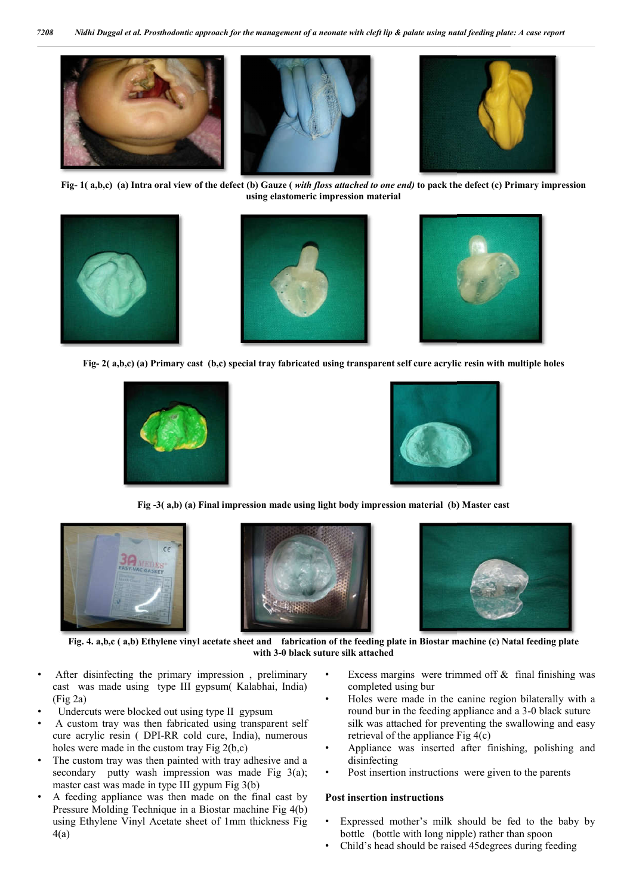**Fig- 1( a,b,c) (a) Intra oral view of the defect (b) Gauze ( *with floss attached to one end)* to pack the defect (c) Primary impression using elastomeric impression material**

**Fig- 2( a,b,c) (a) Primary cast (b,c) special tray fabricated using transparent self cure acrylic resin with multiple holes**

**Fig -3( a,b) (a) Final impression made using light body impression material (b) Master cast**

**Fig. 4. a,b,c ( a,b) Ethylene vinyl acetate sheet and fabrication of the feeding plate in Biostar machine (c) Natal feeding plate with 3-0 black suture silk attached**

- After disinfecting the primary impression , preliminary cast was made using type III gypsum( Kalabhai, India) (Fig 2a)
- Undercuts were blocked out using type II gypsum
- A custom tray was then fabricated using transparent self cure acrylic resin ( DPI-RR cold cure, India), numerous holes were made in the custom tray Fig 2(b,c)
- The custom tray was then painted with tray adhesive and a secondary putty wash impression was made Fig 3(a); master cast was made in type III gypum Fig 3(b)
- A feeding appliance was then made on the final cast by Pressure Molding Technique in a Biostar machine Fig 4(b) using Ethylene Vinyl Acetate sheet of 1mm thickness Fig 4(a)
- Excess margins were trimmed off & final finishing was completed using bur
- Holes were made in the canine region bilaterally with a round bur in the feeding appliance and a 3-0 black suture silk was attached for preventing the swallowing and easy retrieval of the appliance Fig 4(c)
- Appliance was inserted after finishing, polishing and disinfecting
- Post insertion instructions were given to the parents

**Post insertion instructions**

- Expressed mother's milk should be fed to the baby by bottle (bottle with long nipple) rather than spoon
- Child's head should be raised 45degrees during feeding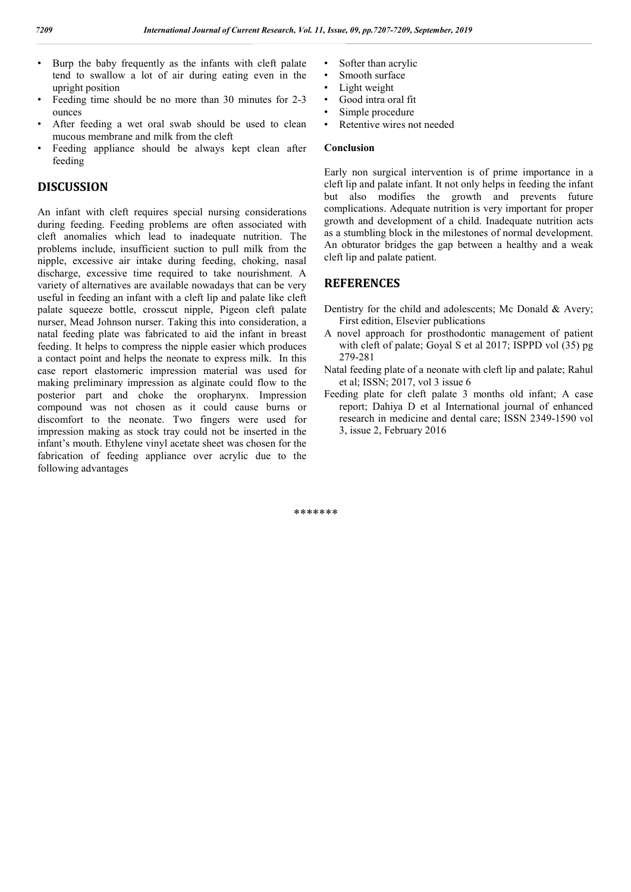- Burp the baby frequently as the infants with cleft palate tend to swallow a lot of air during eating even in the upright position
- Feeding time should be no more than 30 minutes for 2-3 ounces
- After feeding a wet oral swab should be used to clean mucous membrane and milk from the cleft
- Feeding appliance should be always kept clean after feeding

## DISCUSSION

An infant with cleft requires special nursing considerations during feeding. Feeding problems are often associated with cleft anomalies which lead to inadequate nutrition. The problems include, insufficient suction to pull milk from the nipple, excessive air intake during feeding, choking, nasal discharge, excessive time required to take nourishment. A variety of alternatives are available nowadays that can be very useful in feeding an infant with a cleft lip and palate like cleft palate squeeze bottle, crosscut nipple, Pigeon cleft palate nurser, Mead Johnson nurser. Taking this into consideration, a natal feeding plate was fabricated to aid the infant in breast feeding. It helps to compress the nipple easier which produces a contact point and helps the neonate to express milk. In this case report elastomeric impression material was used for making preliminary impression as alginate could flow to the posterior part and choke the oropharynx. Impression compound was not chosen as it could cause burns or discomfort to the neonate. Two fingers were used for impression making as stock tray could not be inserted in the infant's mouth. Ethylene vinyl acetate sheet was chosen for the fabrication of feeding appliance over acrylic due to the following advantages

- Softer than acrylic
- Smooth surface
- Light weight
- Good intra oral fit
- Simple procedure
- Retentive wires not needed

### Conclusion

Early non surgical intervention is of prime importance in a cleft lip and palate infant. It not only helps in feeding the infant but also modifies the growth and prevents future complications. Adequate nutrition is very important for proper growth and development of a child. Inadequate nutrition acts as a stumbling block in the milestones of normal development. An obturator bridges the gap between a healthy and a weak cleft lip and palate patient.

## REFERENCES

Dentistry for the child and adolescents; Mc Donald & Avery; First edition, Elsevier publications

A novel approach for prosthodontic management of patient with cleft of palate; Goyal S et al 2017; ISPPD vol (35) pg 279-281

Natal feeding plate of a neonate with cleft lip and palate; Rahul et al; ISSN; 2017, vol 3 issue 6

Feeding plate for cleft palate 3 months old infant; A case report; Dahiya D et al International journal of enhanced research in medicine and dental care; ISSN 2349-1590 vol 3, issue 2, February 2016

*******